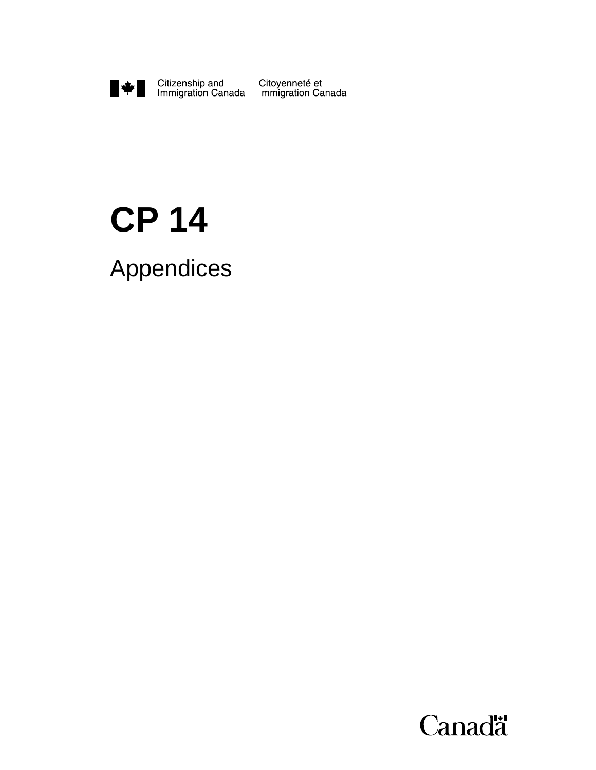Citizenship and Immigration Canada    Citoyenneté et Immigration Canada

# CP 14

## Appendices

Canada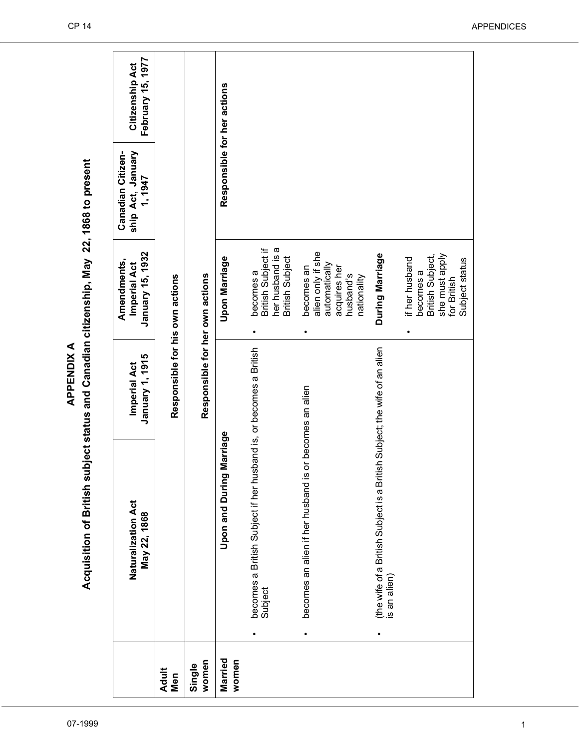# APPENDIX A

## Acquisition of British subject status and Canadian citizenship, May 22, 1868 to present

| | Naturalization Act May 22, 1868 | Imperial Act January 1, 1915 | Amendments, Imperial Act January 15, 1932 | Canadian Citizenship Act, January 1, 1947 | Citizenship Act February 15, 1977 |
|---|---|---|---|---|---|
| **Adult Men** | Responsible for his own actions | | | | |
| **Single women** | Responsible for her own actions | | | | |
| **Married women** | **Upon and During Marriage**<br>• becomes a British Subject if her husband is, or becomes a British Subject<br>• becomes an alien if her husband is or becomes an alien<br>• (the wife of a British Subject is a British Subject; the wife of an alien is an alien) | | **Upon Marriage**<br>• becomes a British Subject if her husband is a British Subject<br>• becomes an alien only if she automatically acquires her husband's nationality<br>**During Marriage**<br>• if her husband becomes a British Subject, she must apply for British Subject status | **Responsible for her actions** | |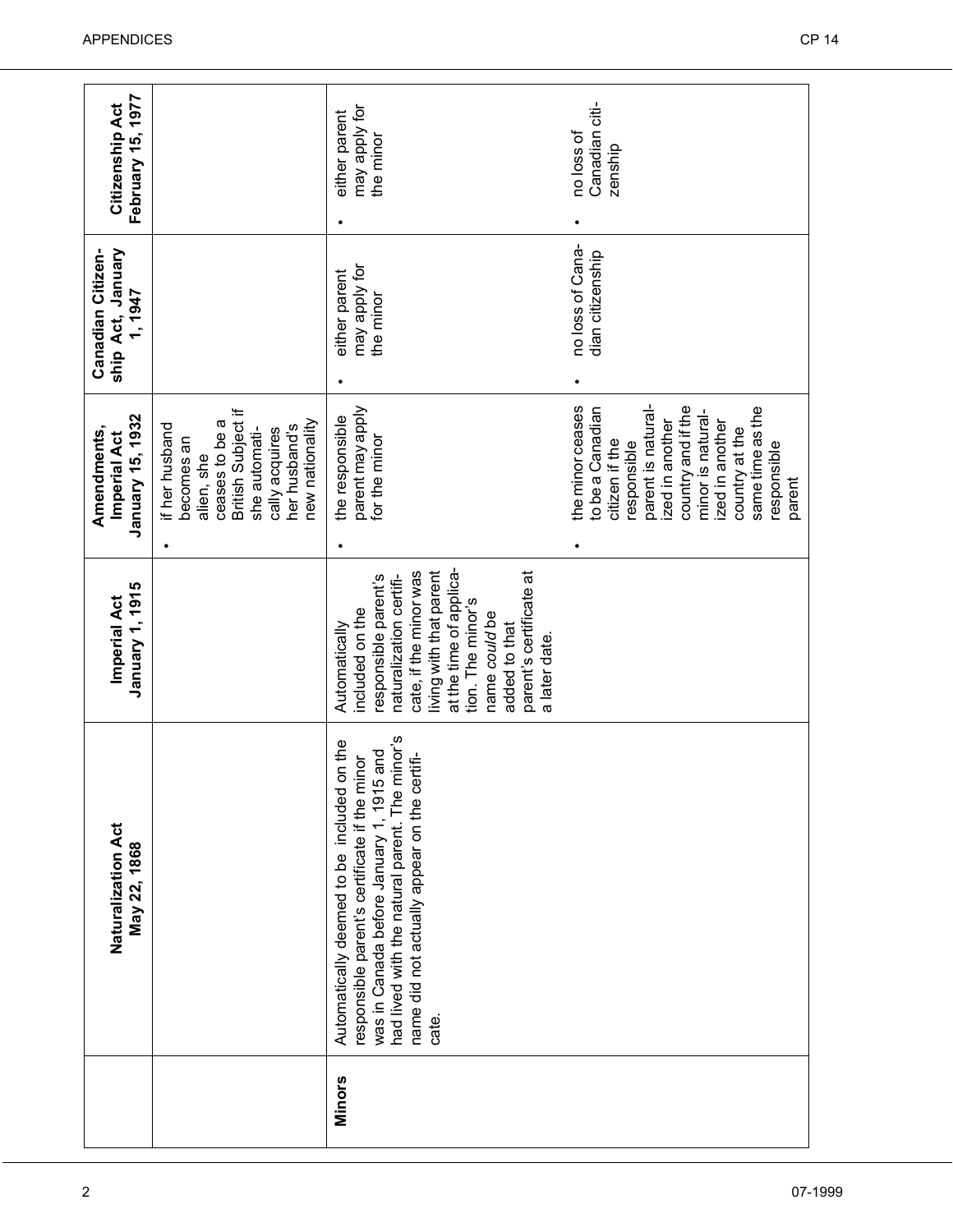| | Naturalization Act May 22, 1868 | Imperial Act January 1, 1915 | Amendments, Imperial Act January 15, 1932 | Canadian Citizenship Act, January 1, 1947 | Citizenship Act February 15, 1977 |
|---|---|---|---|---|---|
| | | | • if her husband becomes an alien, she ceases to be a British Subject if she automatically acquires her husband's new nationality | | |
| **Minors** | Automatically deemed to be included on the responsible parent's certificate if the minor was in Canada before January 1, 1915 and had lived with the natural parent. The minor's name did not actually appear on the certificate. | Automatically included on the responsible parent's naturalization certificate, if the minor was living with that parent at the time of application. The minor's name *could* be added to that parent's certificate at a later date. | • the responsible parent may apply for the minor | • either parent may apply for the minor | • either parent may apply for the minor |
| | | | • the minor ceases to be a Canadian citizen if the responsible parent is naturalized in another country and if the minor is naturalized in another country at the same time as the responsible parent | • no loss of Canadian citizenship | • no loss of Canadian citizenship |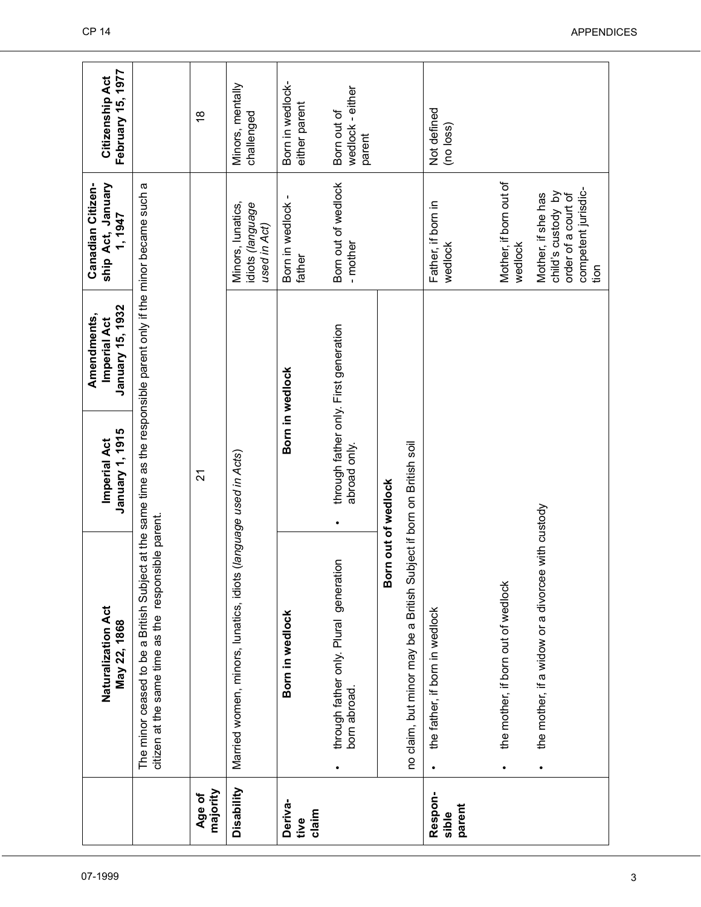| | Naturalization Act May 22, 1868 | Imperial Act January 1, 1915 | Amendments, Imperial Act January 15, 1932 | Canadian Citizenship Act, January 1, 1947 | Citizenship Act February 15, 1977 |
|---|---|---|---|---|---|
| | The minor ceased to be a British Subject at the same time as the responsible parent only if the minor became such a citizen at the same time as the responsible parent. | | | | |
| Age of majority | 21 | | | | 18 |
| Disability | Married women, minors, lunatics, idiots (*language used in Acts*) | | | Minors, lunatics, idiots (*language used in Act*) | Minors, mentally challenged |
| Derivative claim | **Born in wedlock**<br>• through father only. Plural generation born abroad.<br>**Born out of wedlock**<br>no claim, but minor may be a British Subject if born on British soil | **Born in wedlock**<br>• through father only. First generation abroad only. | | Born in wedlock - father<br><br>Born out of wedlock - mother | Born in wedlock-either parent<br><br>Born out of wedlock - either parent |
| Responsible parent | • the father, if born in wedlock<br>• the mother, if born out of wedlock<br>• the mother, if a widow or a divorcee with custody | | | Father, if born in wedlock<br><br>Mother, if born out of wedlock<br><br>Mother, if she has child's custody by order of a court of competent jurisdiction | Not defined (no loss) |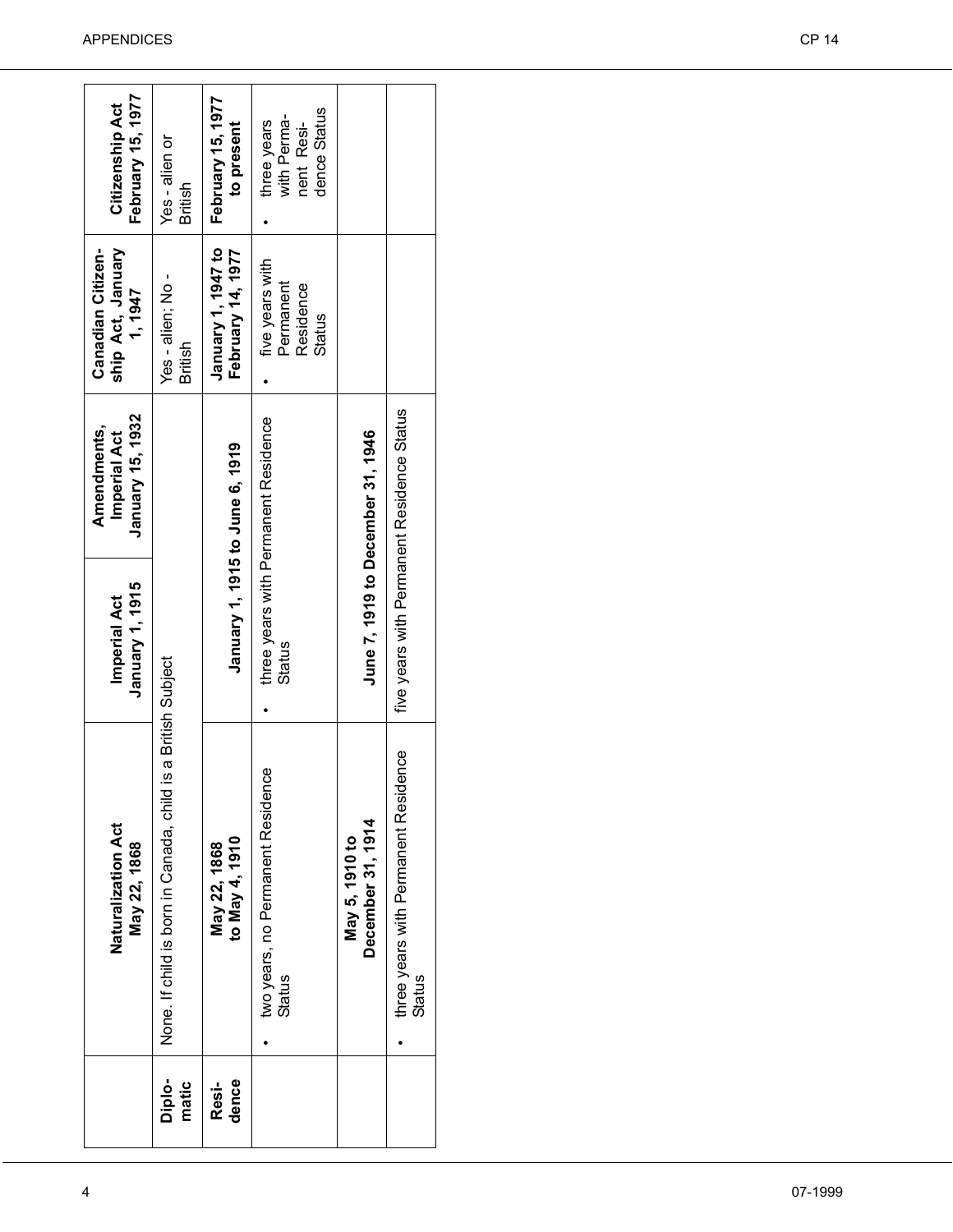| | Naturalization Act May 22, 1868 | Imperial Act January 1, 1915 | Amendments, Imperial Act January 15, 1932 | Canadian Citizenship Act, January 1, 1947 | Citizenship Act February 15, 1977 |
|---|---|---|---|---|---|
| **Diplomatic** | None. If child is born in Canada, child is a British Subject | | | Yes - alien; No - British | Yes - alien or British |
| **Residence** | **May 22, 1868 to May 4, 1910** | **January 1, 1915 to June 6, 1919** | | **January 1, 1947 to February 14, 1977** | **February 15, 1977 to present** |
| | • two years, no Permanent Residence Status | • three years with Permanent Residence Status | | • five years with Permanent Residence Status | • three years with Permanent Residence Status |
| | **May 5, 1910 to December 31, 1914** | **June 7, 1919 to December 31, 1946** | | | |
| | • three years with Permanent Residence Status | five years with Permanent Residence Status | | | |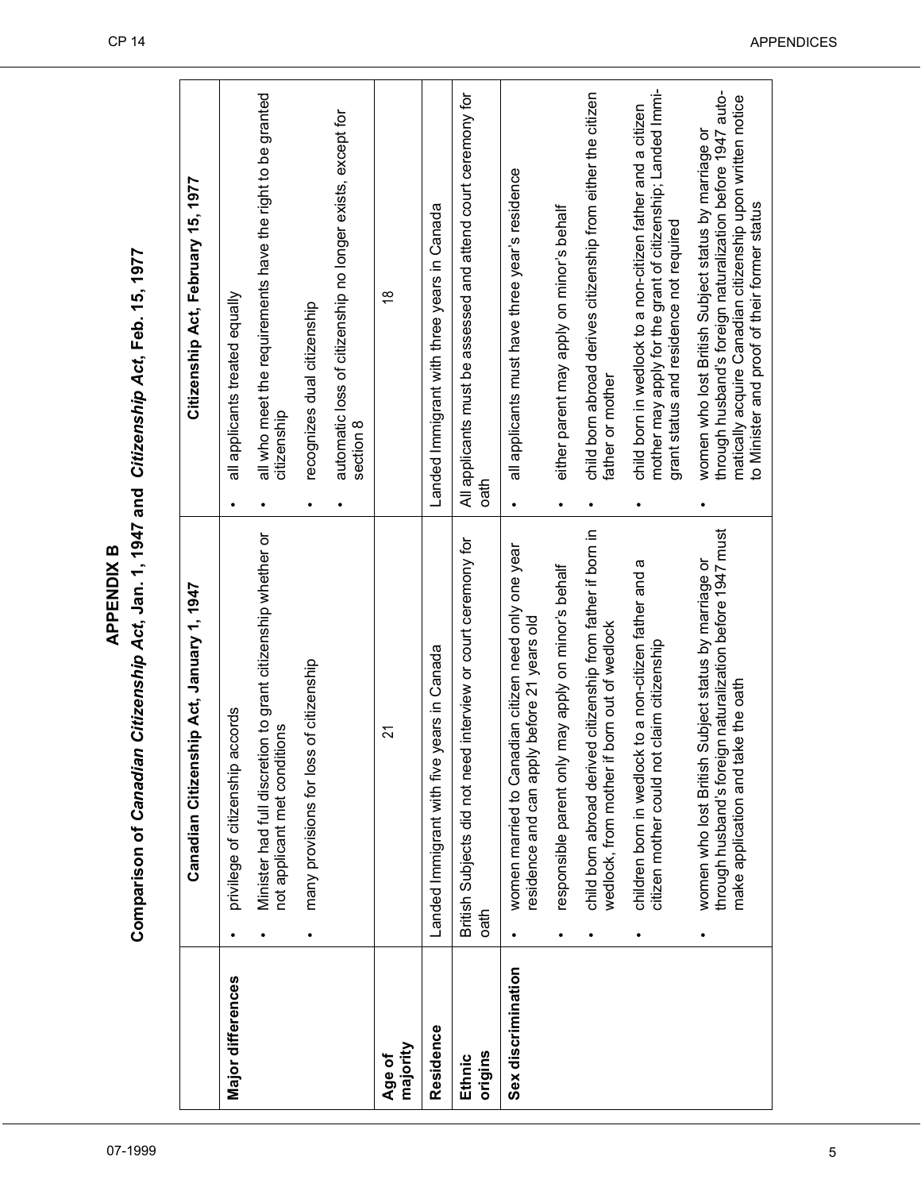# APPENDIX B

## Comparison of *Canadian Citizenship Act*, Jan. 1, 1947 and *Citizenship Act*, Feb. 15, 1977

| | Canadian Citizenship Act, January 1, 1947 | Citizenship Act, February 15, 1977 |
|---|---|---|
| **Major differences** | • privilege of citizenship accords<br>• Minister had full discretion to grant citizenship whether or not applicant met conditions<br>• many provisions for loss of citizenship | • all applicants treated equally<br>• all who meet the requirements have the right to be granted citizenship<br>• recognizes dual citizenship<br>• automatic loss of citizenship no longer exists, except for section 8 |
| **Age of majority** | 21 | 18 |
| **Residence** | Landed Immigrant with five years in Canada | Landed Immigrant with three years in Canada |
| **Ethnic origins** | British Subjects did not need interview or court ceremony for oath | All applicants must be assessed and attend court ceremony for oath |
| **Sex discrimination** | • women married to Canadian citizen need only one year residence and can apply before 21 years old<br>• responsible parent only may apply on minor's behalf<br>• child born abroad derived citizenship from father if born in wedlock, from mother if born out of wedlock<br>• children born in wedlock to a non-citizen father and a citizen mother could not claim citizenship<br>• women who lost British Subject status by marriage or through husband's foreign naturalization before 1947 must make application and take the oath | • all applicants must have three year's residence<br>• either parent may apply on minor's behalf<br>• child born abroad derives citizenship from either the citizen father or mother<br>• child born in wedlock to a non-citizen father and a citizen mother may apply for the grant of citizenship; Landed Immigrant status and residence not required<br>• women who lost British Subject status by marriage or through husband's foreign naturalization before 1947 automatically acquire Canadian citizenship upon written notice to Minister and proof of their former status |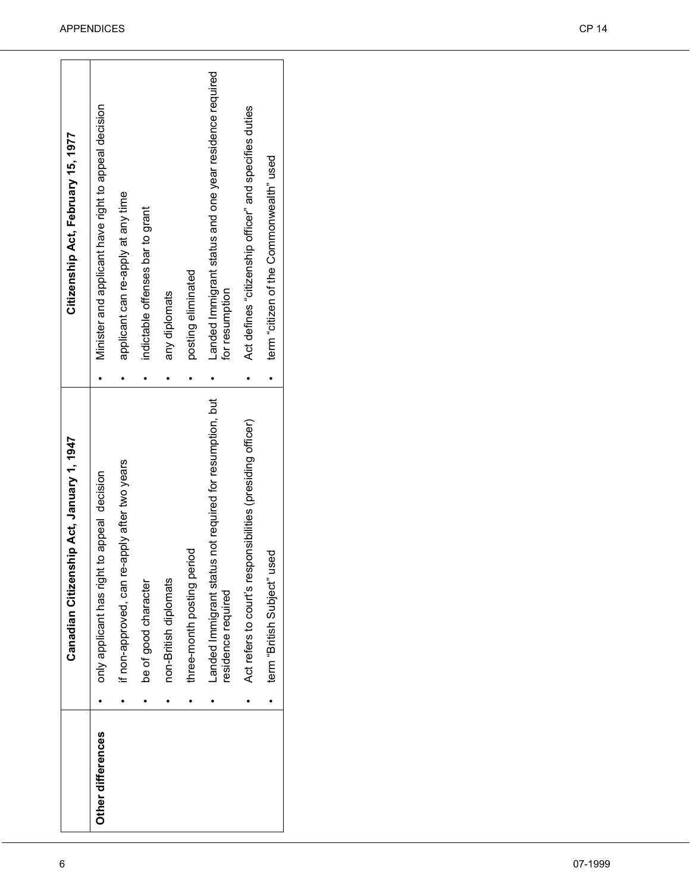|  | Canadian Citizenship Act, January 1, 1947 | Citizenship Act, February 15, 1977 |
|---|---|---|
| **Other differences** | • only applicant has right to appeal decision | • Minister and applicant have right to appeal decision |
|  | • if non-approved, can re-apply after two years | • applicant can re-apply at any time |
|  | • be of good character | • indictable offenses bar to grant |
|  | • non-British diplomats | • any diplomats |
|  | • three-month posting period | • posting eliminated |
|  | • Landed Immigrant status not required for resumption, but residence required | • Landed Immigrant status and one year residence required for resumption |
|  | • Act refers to court's responsibilities (presiding officer) | • Act defines "citizenship officer" and specifies duties |
|  | • term "British Subject" used | • term "citizen of the Commonwealth" used |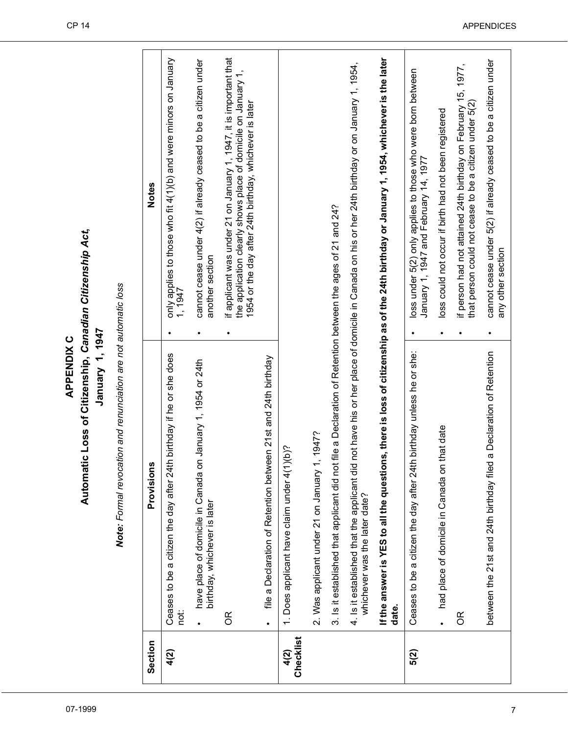# APPENDIX C

## Automatic Loss of Citizenship, *Canadian Citizenship Act*, January 1, 1947

***Note:*** *Formal revocation and renunciation are not automatic loss*

| Section | Provisions | Notes |
|---|---|---|
| **4(2)** | Ceases to be a citizen the day after 24th birthday if he or she does not:<br>• have place of domicile in Canada on January 1, 1954 or 24th birthday, whichever is later<br>OR<br>• file a Declaration of Retention between 21st and 24th birthday | • only applies to those who fit 4(1)(b) and were minors on January 1, 1947<br>• cannot cease under 4(2) if already ceased to be a citizen under another section<br>• if applicant was under 21 on January 1, 1947, it is important that the application clearly shows place of domicile on January 1, 1954 or the day after 24th birthday, whichever is later |
| **4(2) Checklist** | 1. Does applicant have claim under 4(1)(b)?<br>2. Was applicant under 21 on January 1, 1947?<br>3. Is it established that applicant did not file a Declaration of Retention between the ages of 21 and 24?<br>4. Is it established that the applicant did not have his or her place of domicile in Canada on his or her 24th birthday or on January 1, 1954, whichever was the later date?<br>**If the answer is YES to all the questions, there is loss of citizenship as of the 24th birthday or January 1, 1954, whichever is the later date.** | |
| **5(2)** | Ceases to be a citizen the day after 24th birthday unless he or she:<br>• had place of domicile in Canada on that date<br>OR<br>between the 21st and 24th birthday filed a Declaration of Retention | • loss under 5(2) only applies to those who were born between January 1, 1947 and February 14, 1977<br>• loss could not occur if birth had not been registered<br>• if person had not attained 24th birthday on February 15, 1977, that person could not cease to be a citizen under 5(2)<br>• cannot cease under 5(2) if already ceased to be a citizen under any other section |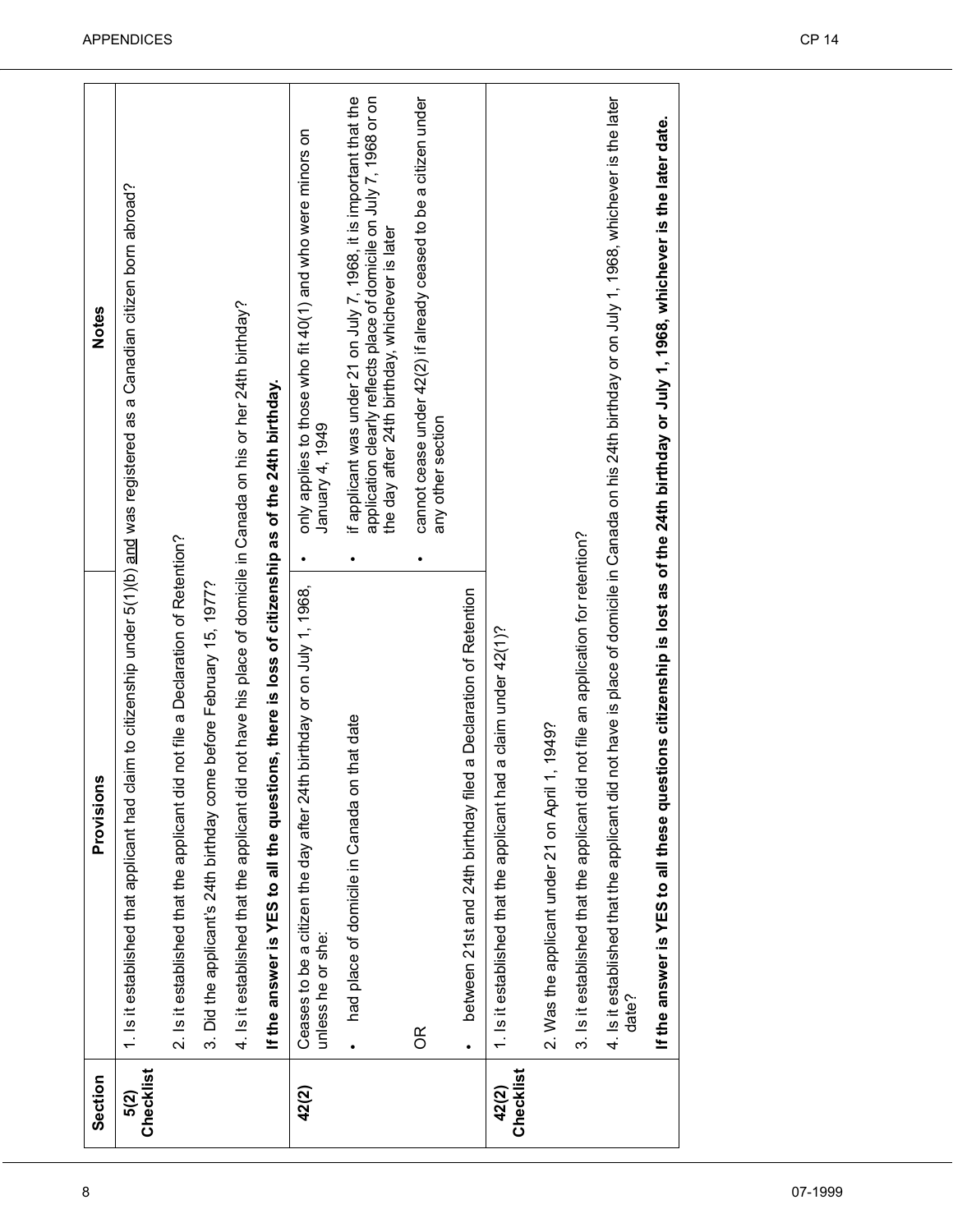| Section | Provisions | Notes |
|---|---|---|
| 5(2) Checklist | 1. Is it established that applicant had claim to citizenship under 5(1)(b) and was registered as a Canadian citizen born abroad? | |
| | 2. Is it established that the applicant did not file a Declaration of Retention? | |
| | 3. Did the applicant's 24th birthday come before February 15, 1977? | |
| | 4. Is it established that the applicant did not have his place of domicile in Canada on his or her 24th birthday? | |
| | **If the answer is YES to all the questions, there is loss of citizenship as of the 24th birthday.** | |
| 42(2) | Ceases to be a citizen the day after 24th birthday or on July 1, 1968, unless he or she: | • only applies to those who fit 40(1) and who were minors on January 4, 1949 |
| | • had place of domicile in Canada on that date | • if applicant was under 21 on July 7, 1968, it is important that the application clearly reflects place of domicile on July 7, 1968 or on the day after 24th birthday, whichever is later |
| | OR | • cannot cease under 42(2) if already ceased to be a citizen under any other section |
| | • between 21st and 24th birthday filed a Declaration of Retention | |
| 42(2) Checklist | 1. Is it established that the applicant had a claim under 42(1)? | |
| | 2. Was the applicant under 21 on April 1, 1949? | |
| | 3. Is it established that the applicant did not file an application for retention? | |
| | 4. Is it established that the applicant did not have is place of domicile in Canada on his 24th birthday or on July 1, 1968, whichever is the later date? | |
| | **If the answer is YES to all these questions citizenship is lost as of the 24th birthday or July 1, 1968, whichever is the later date.** | |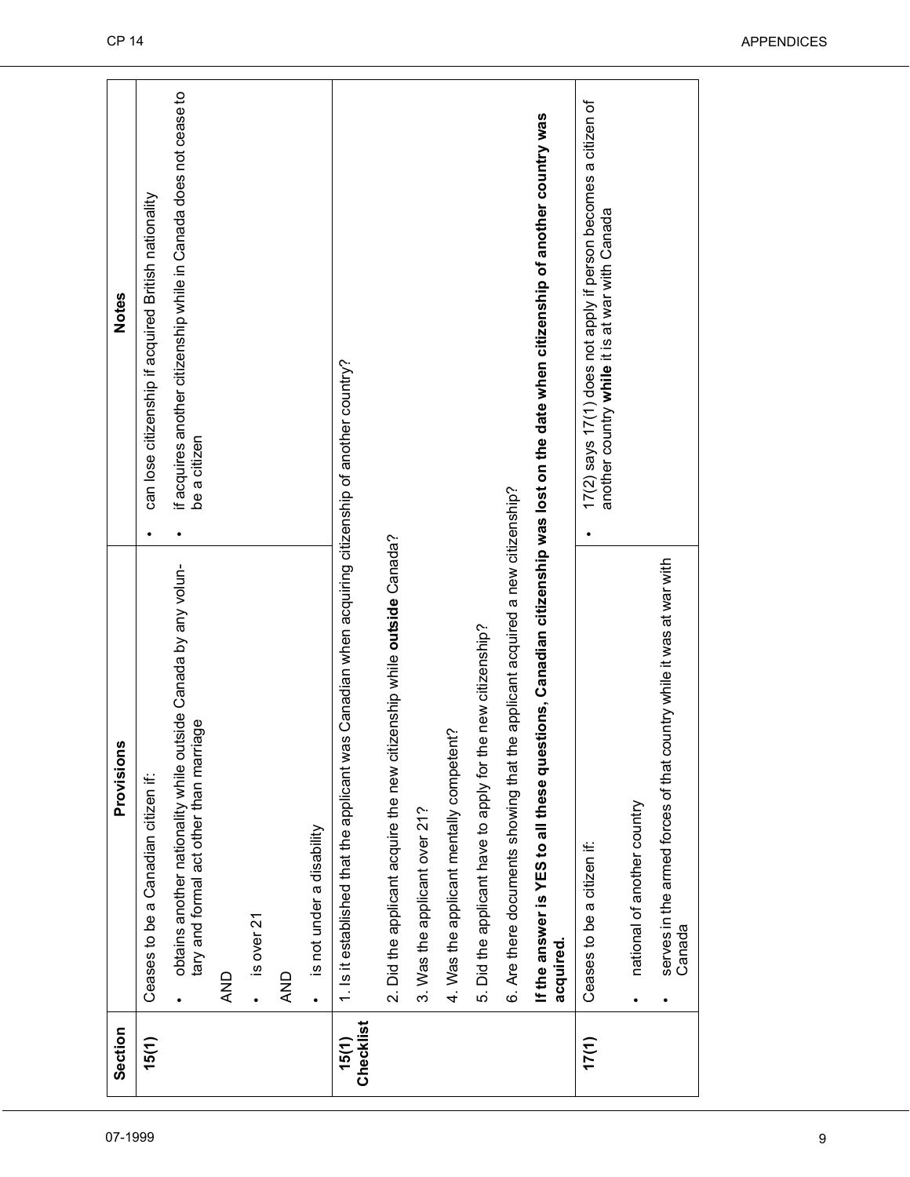| Section | Provisions | Notes |
|---|---|---|
| **15(1)** | Ceases to be a Canadian citizen if:<br>• obtains another nationality while outside Canada by any voluntary and formal act other than marriage<br>AND<br>• is over 21<br>AND<br>• is not under a disability | • can lose citizenship if acquired British nationality<br>• if acquires another citizenship while in Canada does not cease to be a citizen |
| **15(1) Checklist** | 1. Is it established that the applicant was Canadian when acquiring citizenship of another country?<br>2. Did the applicant acquire the new citizenship while **outside** Canada?<br>3. Was the applicant over 21?<br>4. Was the applicant mentally competent?<br>5. Did the applicant have to apply for the new citizenship?<br>6. Are there documents showing that the applicant acquired a new citizenship?<br>**If the answer is YES to all these questions, Canadian citizenship was lost on the date when citizenship of another country was acquired.** | |
| **17(1)** | Ceases to be a citizen if:<br>• national of another country<br>• serves in the armed forces of that country while it was at war with Canada | • 17(2) says 17(1) does not apply if person becomes a citizen of another country **while** it is at war with Canada |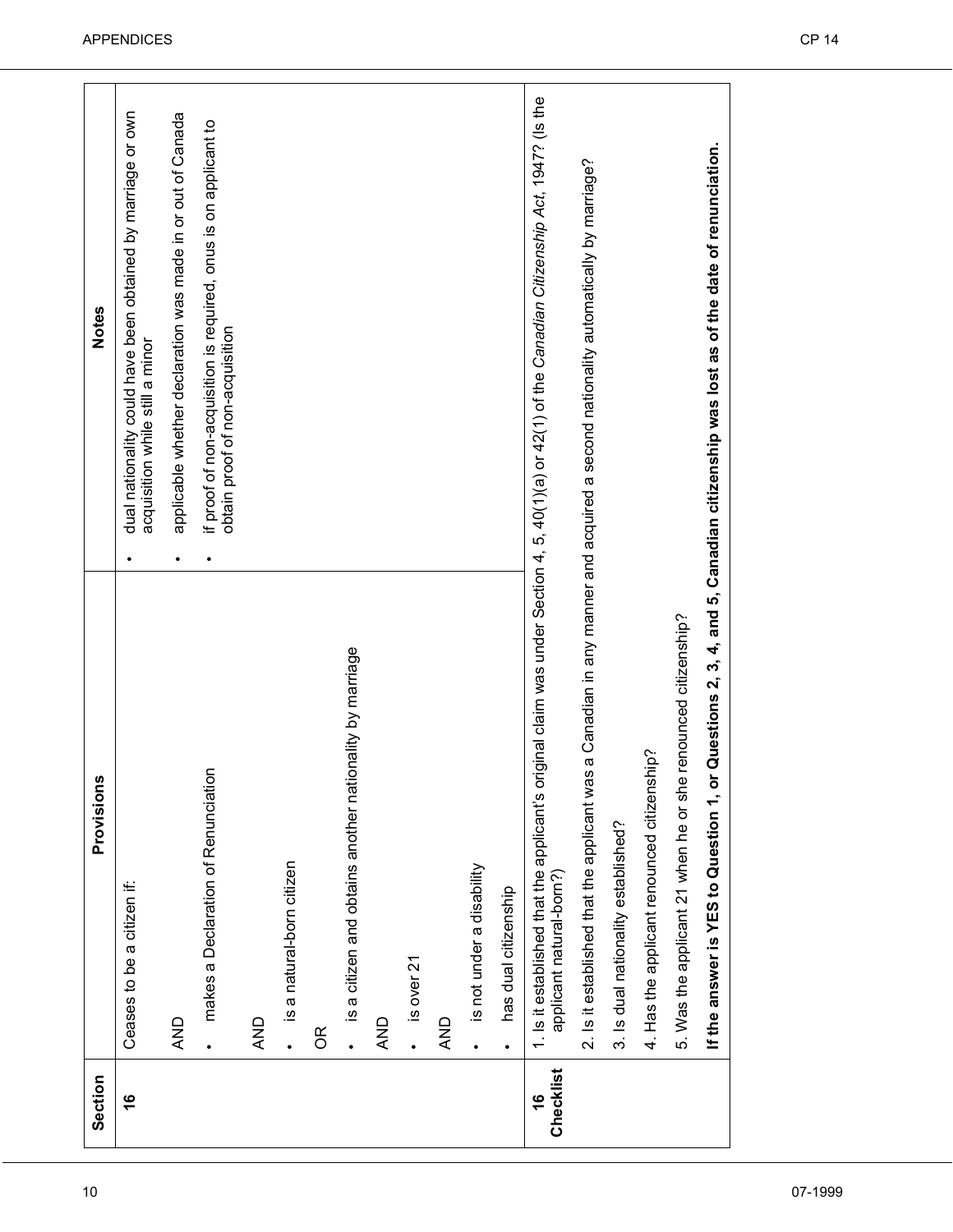| Section | Provisions | Notes |
|---|---|---|
| **16** | Ceases to be a citizen if:<br><br>AND<br><br>• makes a Declaration of Renunciation<br><br>AND<br><br>• is a natural-born citizen<br><br>OR<br><br>• is a citizen and obtains another nationality by marriage<br><br>AND<br><br>• is over 21<br><br>AND<br><br>• is not under a disability<br><br>• has dual citizenship | • dual nationality could have been obtained by marriage or own acquisition while still a minor<br><br>• applicable whether declaration was made in or out of Canada<br><br>• if proof of non-acquisition is required, onus is on applicant to obtain proof of non-acquisition |
| **16 Checklist** | 1. Is it established that the applicant's original claim was under Section 4, 5, 40(1)(a) or 42(1) of the *Canadian Citizenship Act*, 1947? (Is the applicant natural-born?)<br><br>2. Is it established that the applicant was a Canadian in any manner and acquired a second nationality automatically by marriage?<br><br>3. Is dual nationality established?<br><br>4. Has the applicant renounced citizenship?<br><br>5. Was the applicant 21 when he or she renounced citizenship?<br><br>**If the answer is YES to Question 1, or Questions 2, 3, 4, and 5, Canadian citizenship was lost as of the date of renunciation.** | |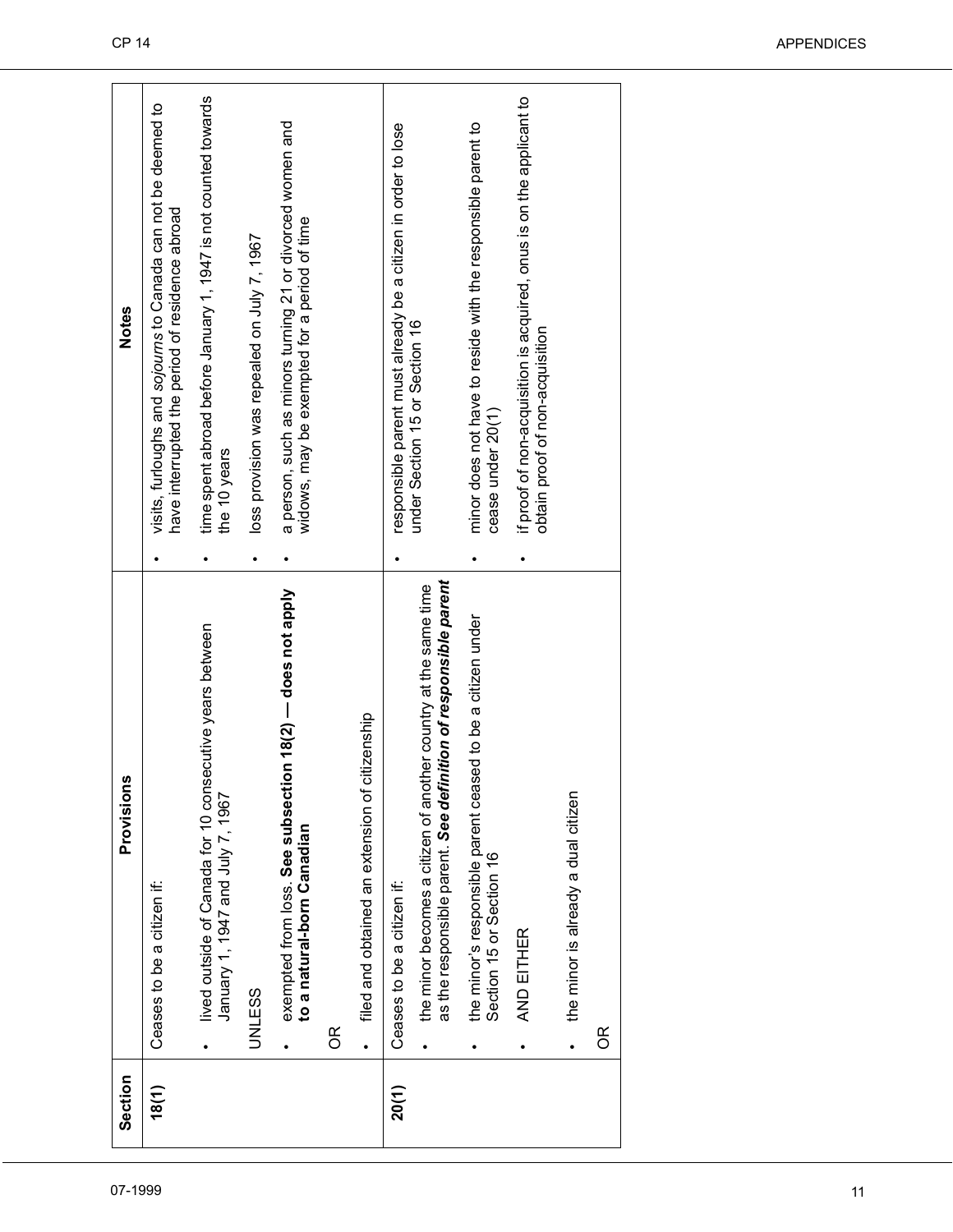| Section | Provisions | Notes |
|---|---|---|
| **18(1)** | Ceases to be a citizen if:<br>• lived outside of Canada for 10 consecutive years between January 1, 1947 and July 7, 1967<br>UNLESS<br>• exempted from loss. **See subsection 18(2) — does not apply to a natural-born Canadian**<br>OR<br>• filed and obtained an extension of citizenship | • visits, furloughs and *sojourns* to Canada can not be deemed to have interrupted the period of residence abroad<br>• time spent abroad before January 1, 1947 is not counted towards the 10 years<br>• loss provision was repealed on July 7, 1967<br>• a person, such as minors turning 21 or divorced women and widows, may be exempted for a period of time |
| **20(1)** | Ceases to be a citizen if:<br>• the minor becomes a citizen of another country at the same time as the responsible parent. ***See definition of responsible parent***<br>• the minor's responsible parent ceased to be a citizen under Section 15 or Section 16<br>• AND EITHER<br>• the minor is already a dual citizen<br>OR | • responsible parent must already be a citizen in order to lose under Section 15 or Section 16<br>• minor does not have to reside with the responsible parent to cease under 20(1)<br>• if proof of non-acquisition is acquired, onus is on the applicant to obtain proof of non-acquisition |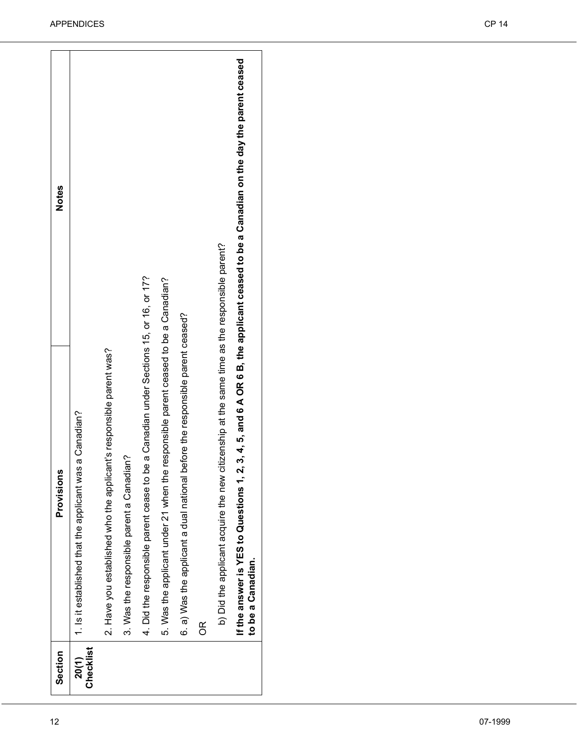| Section | Provisions | Notes |
|---|---|---|
| **20(1) Checklist** | 1. Is it established that the applicant was a Canadian? | |
| | 2. Have you established who the applicant's responsible parent was? | |
| | 3. Was the responsible parent a Canadian? | |
| | 4. Did the responsible parent cease to be a Canadian under Sections 15, or 16, or 17? | |
| | 5. Was the applicant under 21 when the responsible parent ceased to be a Canadian? | |
| | 6. a) Was the applicant a dual national before the responsible parent ceased? | |
| | OR | |
| | b) Did the applicant acquire the new citizenship at the same time as the responsible parent? | |
| | **If the answer is YES to Questions 1, 2, 3, 4, 5, and 6 A OR 6 B, the applicant ceased to be a Canadian on the day the parent ceased to be a Canadian.** | |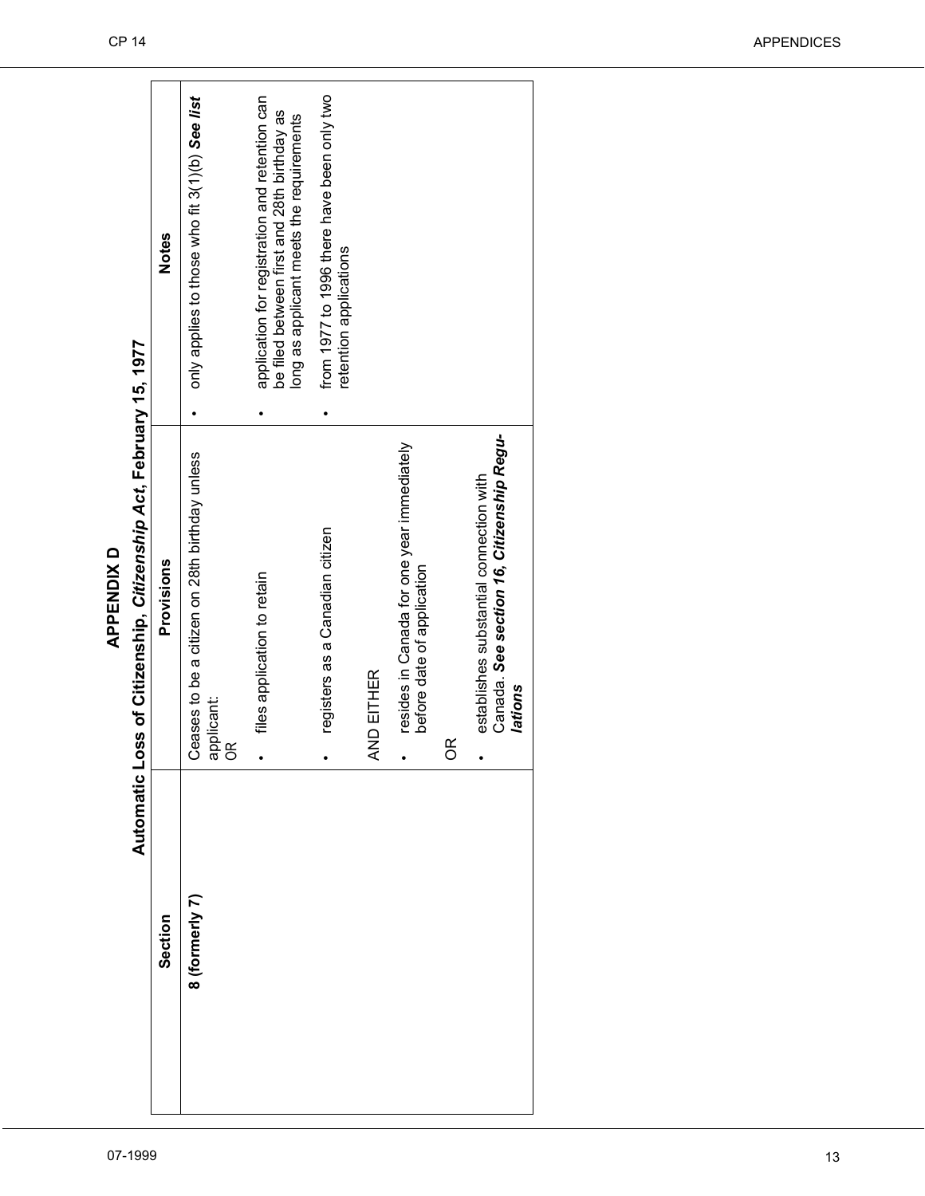# APPENDIX D

## Automatic Loss of Citizenship, *Citizenship Act*, February 15, 1977

| Section | Provisions | Notes |
|---|---|---|
| **8 (formerly 7)** | Ceases to be a citizen on 28th birthday unless applicant:<br>OR<br>• files application to retain<br>• registers as a Canadian citizen<br>AND EITHER<br>• resides in Canada for one year immediately before date of application<br>OR<br>• establishes substantial connection with Canada. ***See section 16, Citizenship Regulations*** | • only applies to those who fit 3(1)(b) ***See list***<br>• application for registration and retention can be filed between first and 28th birthday as long as applicant meets the requirements<br>• from 1977 to 1996 there have been only two retention applications |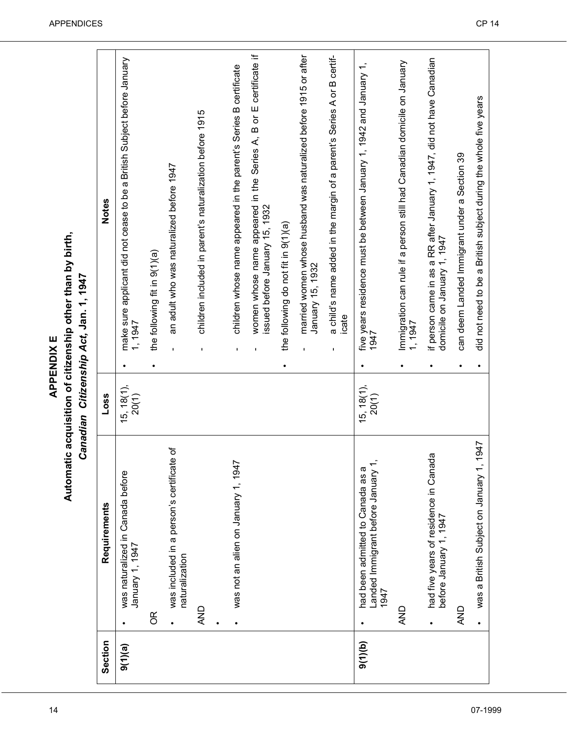# APPENDIX E

## Automatic acquisition of citizenship other than by birth, *Canadian Citizenship Act*, Jan. 1, 1947

| Section | Requirements | Loss | Notes |
|---|---|---|---|
| **9(1)(a)** | • was naturalized in Canada before January 1, 1947<br><br>OR<br><br>• was included in a person's certificate of naturalization<br><br>AND<br><br>•<br><br>• was not an alien on January 1, 1947 | 15, 18(1), 20(1) | • make sure applicant did not cease to be a British Subject before January 1, 1947<br><br>• the following fit in 9(1)(a)<br><br>- an adult who was naturalized before 1947<br><br>- children included in parent's naturalization before 1915<br><br>- children whose name appeared in the parent's Series B certificate<br><br>- women whose name appeared in the Series A, B or E certificate if issued before January 15, 1932<br><br>• the following do not fit in 9(1)(a)<br><br>- married women whose husband was naturalized before 1915 or after January 15, 1932<br><br>- a child's name added in the margin of a parent's Series A or B certificate |
| **9(1)(b)** | • had been admitted to Canada as a Landed Immigrant before January 1, 1947<br><br>AND<br><br>• had five years of residence in Canada before January 1, 1947<br><br>AND<br><br>• was a British Subject on January 1, 1947 | 15, 18(1), 20(1) | • five years residence must be between January 1, 1942 and January 1, 1947<br><br>• Immigration can rule if a person still had Canadian domicile on January 1, 1947<br><br>• if person came in as a RR after January 1, 1947, did not have Canadian domicile on January 1, 1947<br><br>• can deem Landed Immigrant under a Section 39<br><br>• did not need to be a British subject during the whole five years |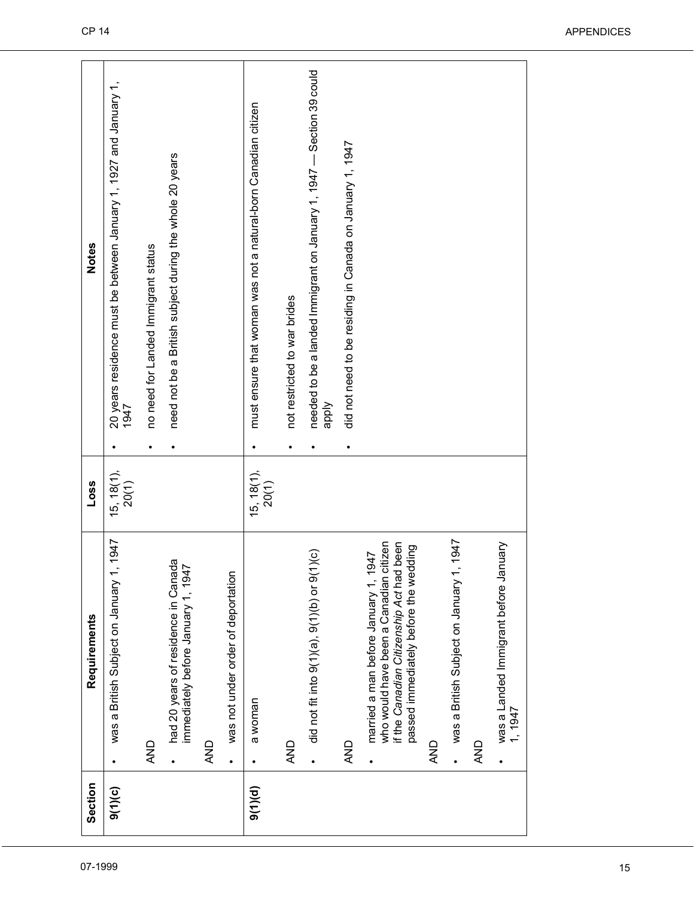| Section | Requirements | Loss | Notes |
|---|---|---|---|
| **9(1)(c)** | • was a British Subject on January 1, 1947<br>AND<br>• had 20 years of residence in Canada immediately before January 1, 1947<br>AND<br>• was not under order of deportation | 15, 18(1), 20(1) | • 20 years residence must be between January 1, 1927 and January 1, 1947<br>• no need for Landed Immigrant status<br>• need not be a British subject during the whole 20 years |
| **9(1)(d)** | • a woman<br>AND<br>• did not fit into 9(1)(a), 9(1)(b) or 9(1)(c)<br>AND<br>• married a man before January 1, 1947 who would have been a Canadian citizen if the *Canadian Citizenship Act* had been passed immediately before the wedding<br>AND<br>• was a British Subject on January 1, 1947<br>AND<br>• was a Landed Immigrant before January 1, 1947 | 15, 18(1), 20(1) | • must ensure that woman was not a natural-born Canadian citizen<br>• not restricted to war brides<br>• needed to be a landed Immigrant on January 1, 1947 — Section 39 could apply<br>• did not need to be residing in Canada on January 1, 1947 |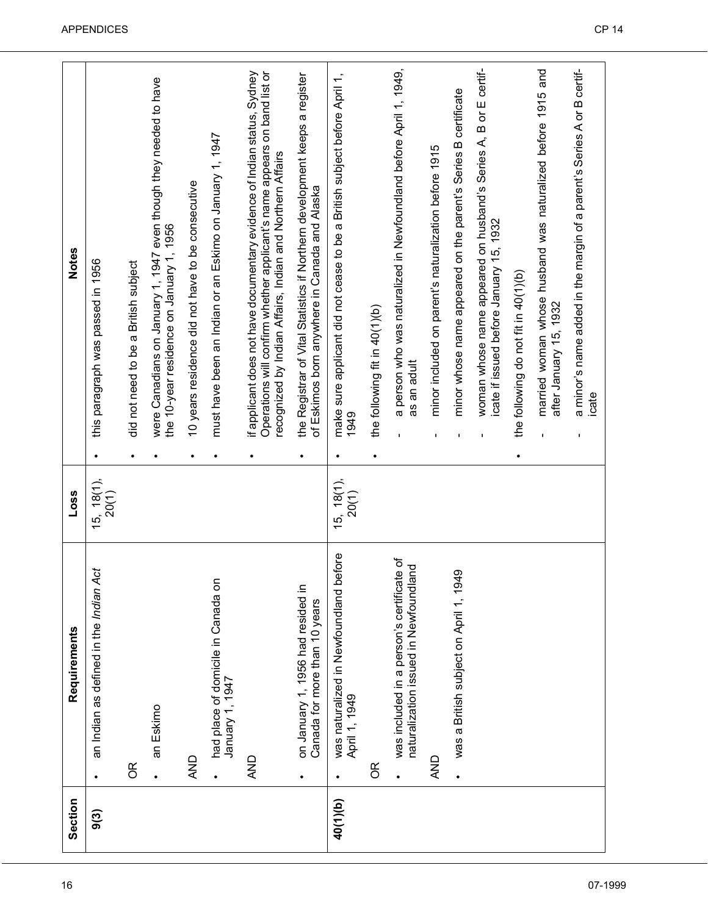| Section | Requirements | Loss | Notes |
|---|---|---|---|
| **9(3)** | • an Indian as defined in the *Indian Act*<br><br>OR<br><br>• an Eskimo<br><br>AND<br><br>• had place of domicile in Canada on January 1, 1947<br><br>AND<br><br>• on January 1, 1956 had resided in Canada for more than 10 years | 15, 18(1), 20(1) | • this paragraph was passed in 1956<br><br>• did not need to be a British subject<br><br>• were Canadians on January 1, 1947 even though they needed to have the 10-year residence on January 1, 1956<br><br>• 10 years residence did not have to be consecutive<br><br>• must have been an Indian or an Eskimo on January 1, 1947<br><br>• if applicant does not have documentary evidence of Indian status, Sydney Operations will confirm whether applicant's name appears on band list or recognized by Indian Affairs, Indian and Northern Affairs<br><br>• the Registrar of Vital Statistics if Northern development keeps a register of Eskimos born anywhere in Canada and Alaska |
| **40(1)(b)** | • was naturalized in Newfoundland before April 1, 1949<br><br>OR<br><br>• was included in a person's certificate of naturalization issued in Newfoundland<br><br>AND<br><br>• was a British subject on April 1, 1949 | 15, 18(1), 20(1) | • make sure applicant did not cease to be a British subject before April 1, 1949<br><br>• the following fit in 40(1)(b)<br>- a person who was naturalized in Newfoundland before April 1, 1949, as an adult<br>- minor included on parent's naturalization before 1915<br>- minor whose name appeared on the parent's Series B certificate<br>- woman whose name appeared on husband's Series A, B or E certificate if issued before January 15, 1932<br><br>• the following do not fit in 40(1)(b)<br>- married woman whose husband was naturalized before 1915 and after January 15, 1932<br>- a minor's name added in the margin of a parent's Series A or B certificate |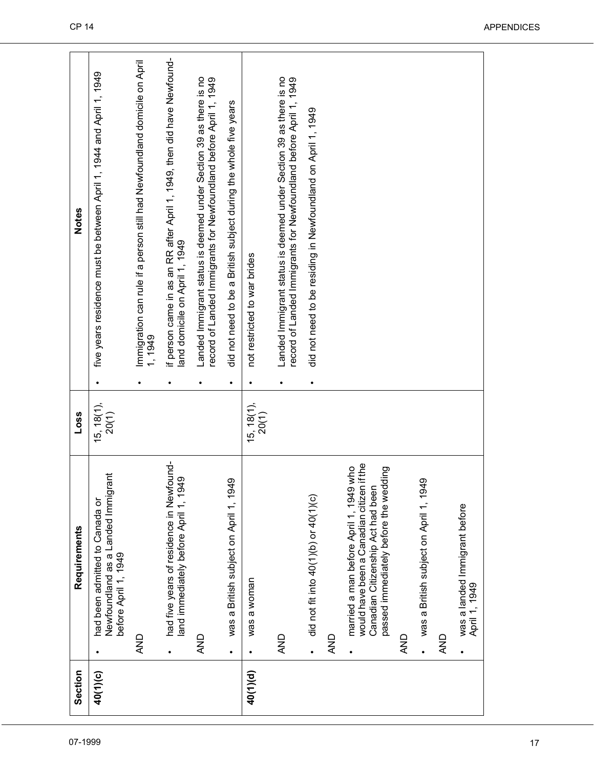| Section | Requirements | Loss | Notes |
|---|---|---|---|
| **40(1)(c)** | • had been admitted to Canada or Newfoundland as a Landed Immigrant before April 1, 1949<br><br>AND<br><br>• had five years of residence in Newfoundland immediately before April 1, 1949<br><br>AND<br><br>• was a British subject on April 1, 1949 | 15, 18(1), 20(1) | • five years residence must be between April 1, 1944 and April 1, 1949<br><br>• Immigration can rule if a person still had Newfoundland domicile on April 1, 1949<br><br>• if person came in as an RR after April 1, 1949, then did have Newfoundland domicile on April 1, 1949<br><br>• Landed Immigrant status is deemed under Section 39 as there is no record of Landed Immigrants for Newfoundland before April 1, 1949<br><br>• did not need to be a British subject during the whole five years |
| **40(1)(d)** | • was a woman<br><br>AND<br><br>• did not fit into 40(1)(b) or 40(1)(c)<br><br>AND<br><br>• married a man before April 1, 1949 who would have been a Canadian citizen if the Canadian Citizenship Act had been passed immediately before the wedding<br><br>AND<br><br>• was a British subject on April 1, 1949<br><br>AND<br><br>• was a landed Immigrant before April 1, 1949 | 15, 18(1), 20(1) | • not restricted to war brides<br><br>• Landed Immigrant status is deemed under Section 39 as there is no record of Landed Immigrants for Newfoundland before April 1, 1949<br><br>• did not need to be residing in Newfoundland on April 1, 1949 |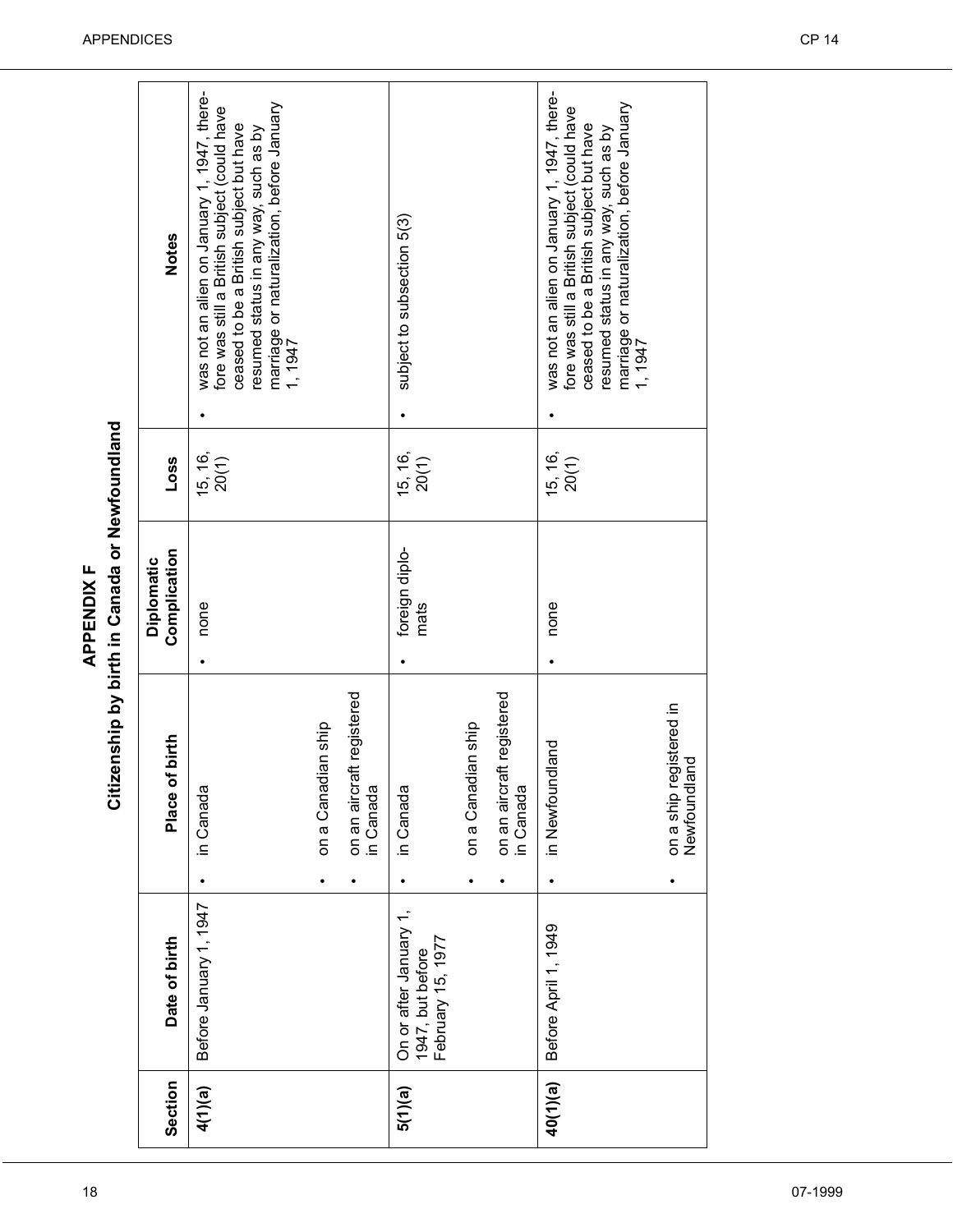# APPENDIX F

## Citizenship by birth in Canada or Newfoundland

| Section | Date of birth | Place of birth | Diplomatic Complication | Loss | Notes |
|---|---|---|---|---|---|
| **4(1)(a)** | Before January 1, 1947 | • in Canada<br>• on a Canadian ship<br>• on an aircraft registered in Canada | • none | 15, 16, 20(1) | • was not an alien on January 1, 1947, therefore was still a British subject (could have ceased to be a British subject but have resumed status in any way, such as by marriage or naturalization, before January 1, 1947 |
| **5(1)(a)** | On or after January 1, 1947, but before February 15, 1977 | • in Canada<br>• on a Canadian ship<br>• on an aircraft registered in Canada | • foreign diplomats | 15, 16, 20(1) | • subject to subsection 5(3) |
| **40(1)(a)** | Before April 1, 1949 | • in Newfoundland<br>• on a ship registered in Newfoundland | • none | 15, 16, 20(1) | • was not an alien on January 1, 1947, therefore was still a British subject (could have ceased to be a British subject but have resumed status in any way, such as by marriage or naturalization, before January 1, 1947 |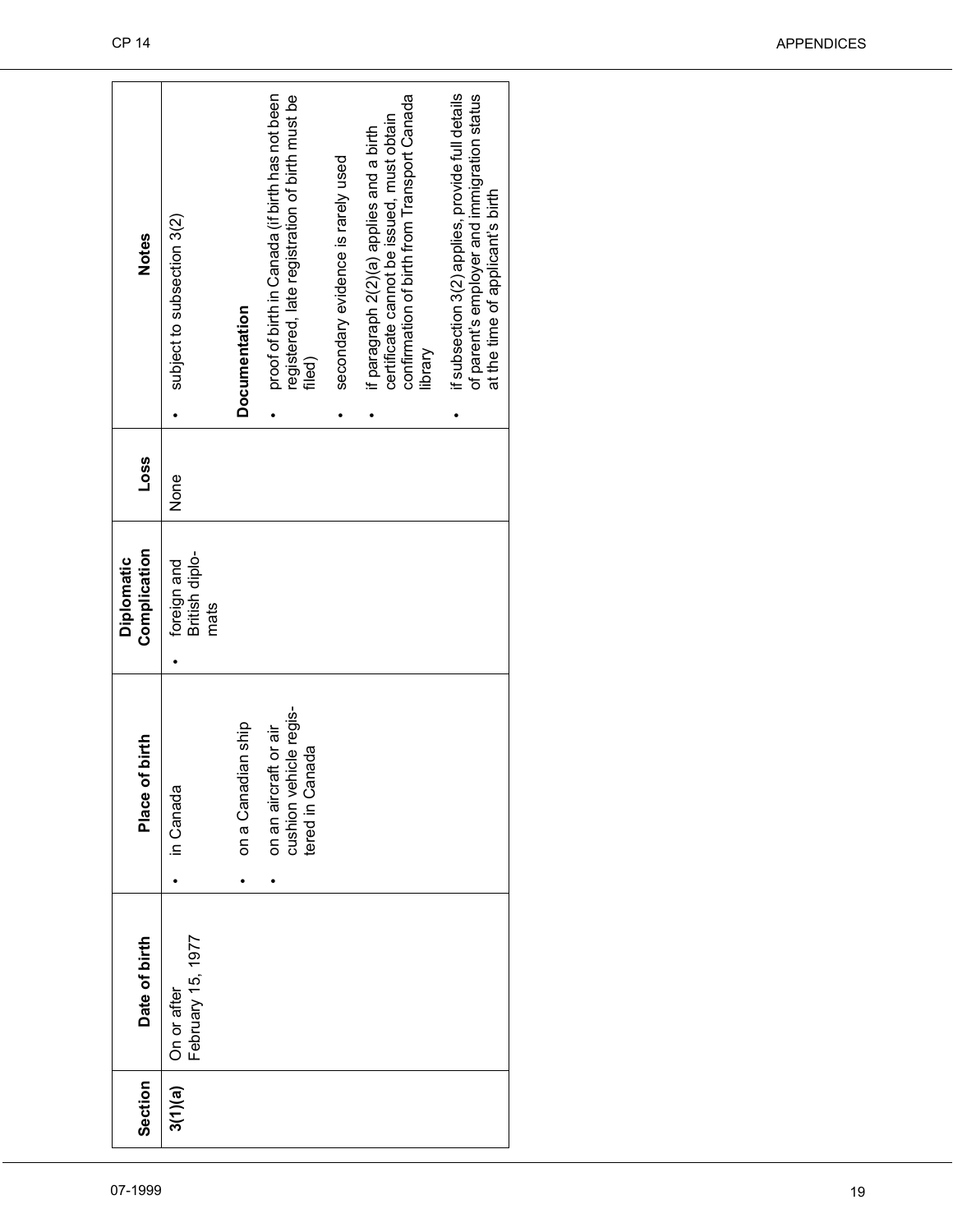| Section | Date of birth | Place of birth | Diplomatic Complication | Loss | Notes |
| --- | --- | --- | --- | --- | --- |
| **3(1)(a)** | On or after February 15, 1977 | • in Canada<br>• on a Canadian ship<br>• on an aircraft or air cushion vehicle registered in Canada | • foreign and British diplomats | None | • subject to subsection 3(2)<br>**Documentation**<br>• proof of birth in Canada (if birth has not been registered, late registration of birth must be filed)<br>• secondary evidence is rarely used<br>• if paragraph 2(2)(a) applies and a birth certificate cannot be issued, must obtain confirmation of birth from Transport Canada library<br>• if subsection 3(2) applies, provide full details of parent's employer and immigration status at the time of applicant's birth |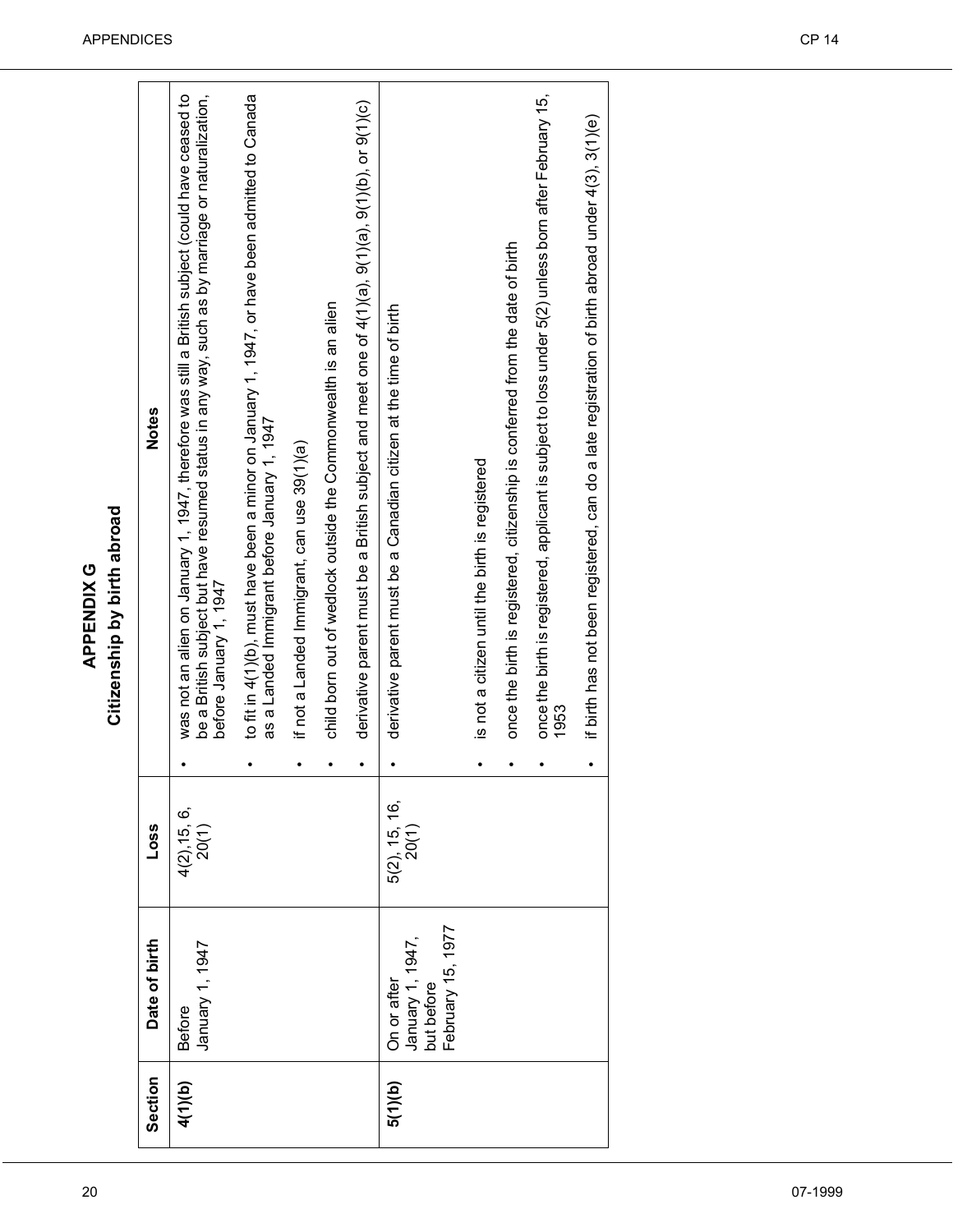# APPENDIX G
## Citizenship by birth abroad

| Section | Date of birth | Loss | Notes |
|---|---|---|---|
| **4(1)(b)** | Before January 1, 1947 | 4(2),15, 6, 20(1) | • was not an alien on January 1, 1947, therefore was still a British subject (could have ceased to be a British subject but have resumed status in any way, such as by marriage or naturalization, before January 1, 1947<br>• to fit in 4(1)(b), must have been a minor on January 1, 1947, or have been admitted to Canada as a Landed Immigrant before January 1, 1947<br>• if not a Landed Immigrant, can use 39(1)(a)<br>• child born out of wedlock outside the Commonwealth is an alien<br>• derivative parent must be a British subject and meet one of 4(1)(a), 9(1)(a), 9(1)(b), or 9(1)(c) |
| **5(1)(b)** | On or after January 1, 1947, but before February 15, 1977 | 5(2), 15, 16, 20(1) | • derivative parent must be a Canadian citizen at the time of birth<br>• is not a citizen until the birth is registered<br>• once the birth is registered, citizenship is conferred from the date of birth<br>• once the birth is registered, applicant is subject to loss under 5(2) unless born after February 15, 1953<br>• if birth has not been registered, can do a late registration of birth abroad under 4(3), 3(1)(e) |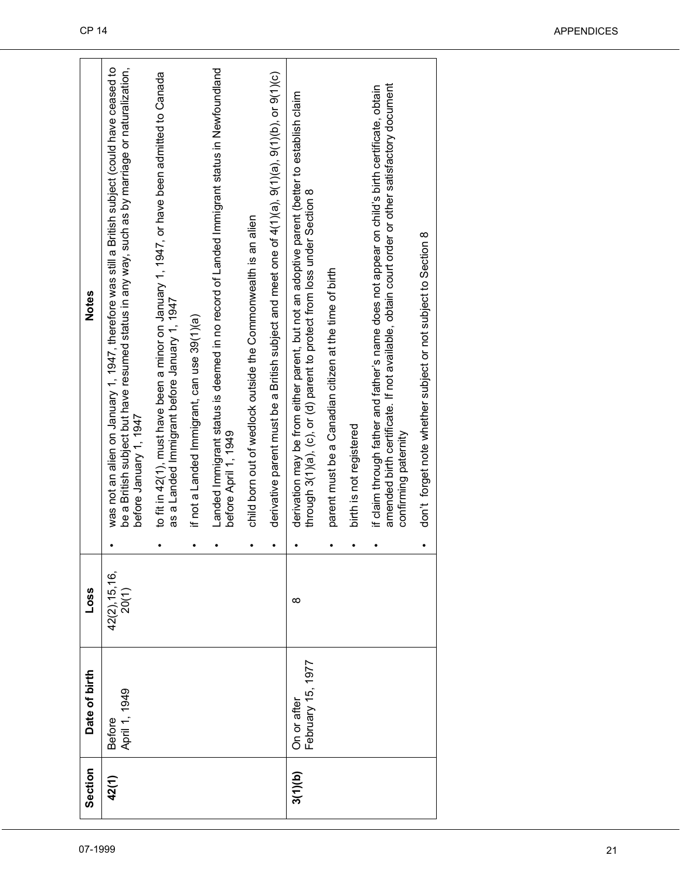| Section | Date of birth | Loss | Notes |
|---|---|---|---|
| **42(1)** | Before April 1, 1949 | 42(2),15,16, 20(1) | • was not an alien on January 1, 1947, therefore was still a British subject (could have ceased to be a British subject but have resumed status in any way, such as by marriage or naturalization, before January 1, 1947<br>• to fit in 42(1), must have been a minor on January 1, 1947, or have been admitted to Canada as a Landed Immigrant before January 1, 1947<br>• if not a Landed Immigrant, can use 39(1)(a)<br>• Landed Immigrant status is deemed in no record of Landed Immigrant status in Newfoundland before April 1, 1949<br>• child born out of wedlock outside the Commonwealth is an alien<br>• derivative parent must be a British subject and meet one of 4(1)(a), 9(1)(b), or 9(1)(c) |
| **3(1)(b)** | On or after February 15, 1977 | 8 | • derivation may be from either parent, but not an adoptive parent (better to establish claim through 3(1)(a), (c), or (d) parent to protect from loss under Section 8<br>• parent must be a Canadian citizen at the time of birth<br>• birth is not registered<br>• if claim through father and father's name does not appear on child's birth certificate, obtain amended birth certificate. If not available, obtain court order or other satisfactory document confirming paternity<br>• don't forget note whether subject or not subject to Section 8 |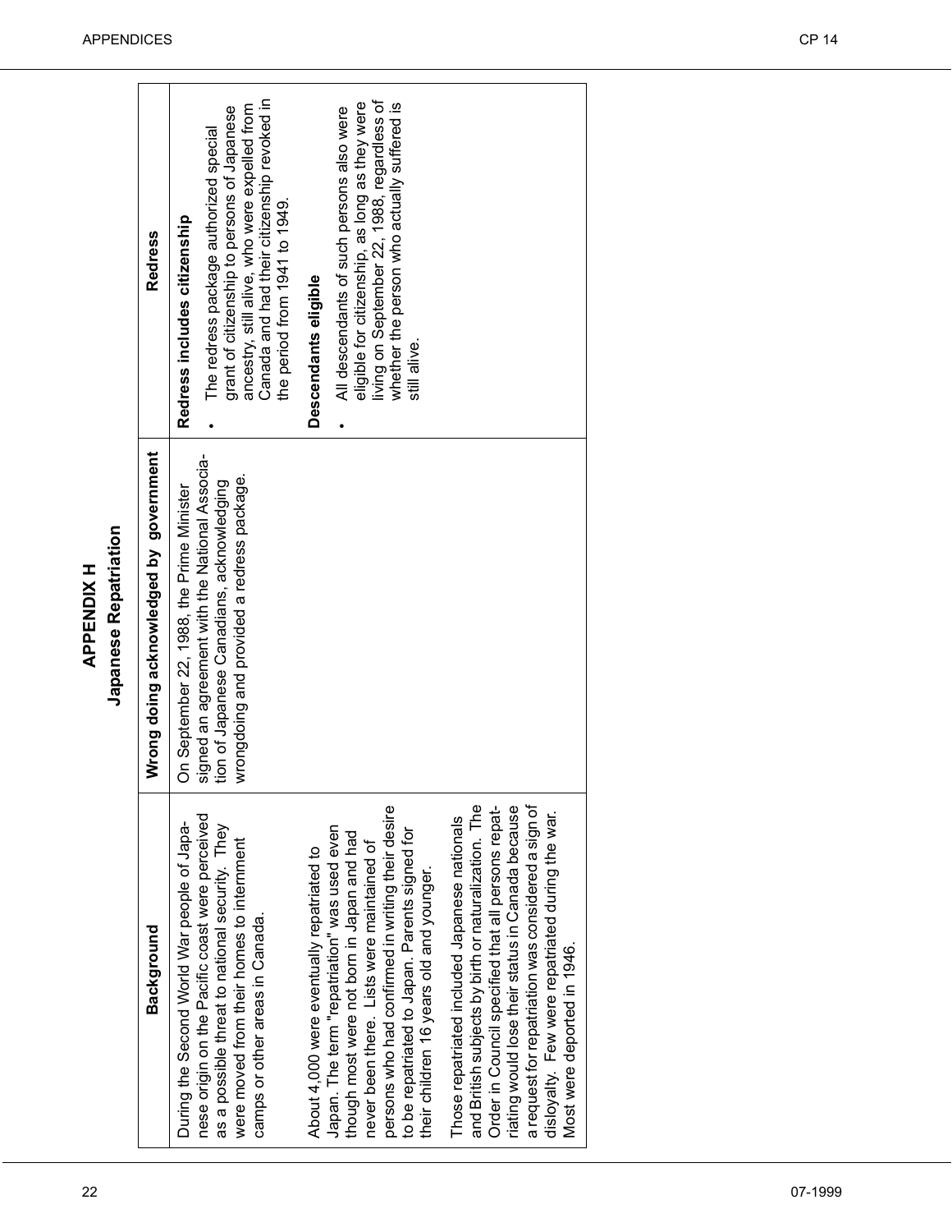# APPENDIX H

## Japanese Repatriation

| Background | Wrong doing acknowledged by government | Redress |
|---|---|---|
| During the Second World War people of Japanese origin on the Pacific coast were perceived as a possible threat to national security. They were moved from their homes to internment camps or other areas in Canada.<br><br>About 4,000 were eventually repatriated to Japan. The term "repatriation" was used even though most were not born in Japan and had never been there. Lists were maintained of persons who had confirmed in writing their desire to be repatriated to Japan. Parents signed for their children 16 years old and younger.<br><br>Those repatriated included Japanese nationals and British subjects by birth or naturalization. The Order in Council specified that all persons repatriating would lose their status in Canada because a request for repatriation was considered a sign of disloyalty. Few were repatriated during the war. Most were deported in 1946. | On September 22, 1988, the Prime Minister signed an agreement with the National Association of Japanese Canadians, acknowledging wrongdoing and provided a redress package. | **Redress includes citizenship**<br><br>• The redress package authorized special grant of citizenship to persons of Japanese ancestry, still alive, who were expelled from Canada and had their citizenship revoked in the period from 1941 to 1949.<br><br>**Descendants eligible**<br><br>• All descendants of such persons also were eligible for citizenship, as long as they were living on September 22, 1988, regardless of whether the person who actually suffered is still alive. |